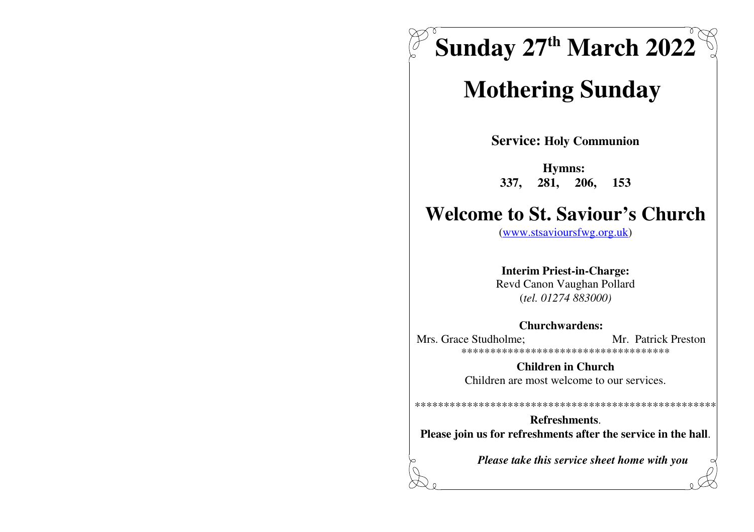# Sunday 27th March 2022

# Mothering Sunday

**Service:** **Holy Communion**

**Hymns:**
**337, 281, 206, 153**

# Welcome to St. Saviour's Church

(www.stsavioursfwg.org.uk)

**Interim Priest-in-Charge:**
Revd Canon Vaughan Pollard
(*tel. 01274 883000)*

**Churchwardens:**
Mrs. Grace Studholme; Mr. Patrick Preston

***********************************

**Children in Church**
Children are most welcome to our services.

****************************************************

**Refreshments**.
**Please join us for refreshments after the service in the hall**.

***Please take this service sheet home with you***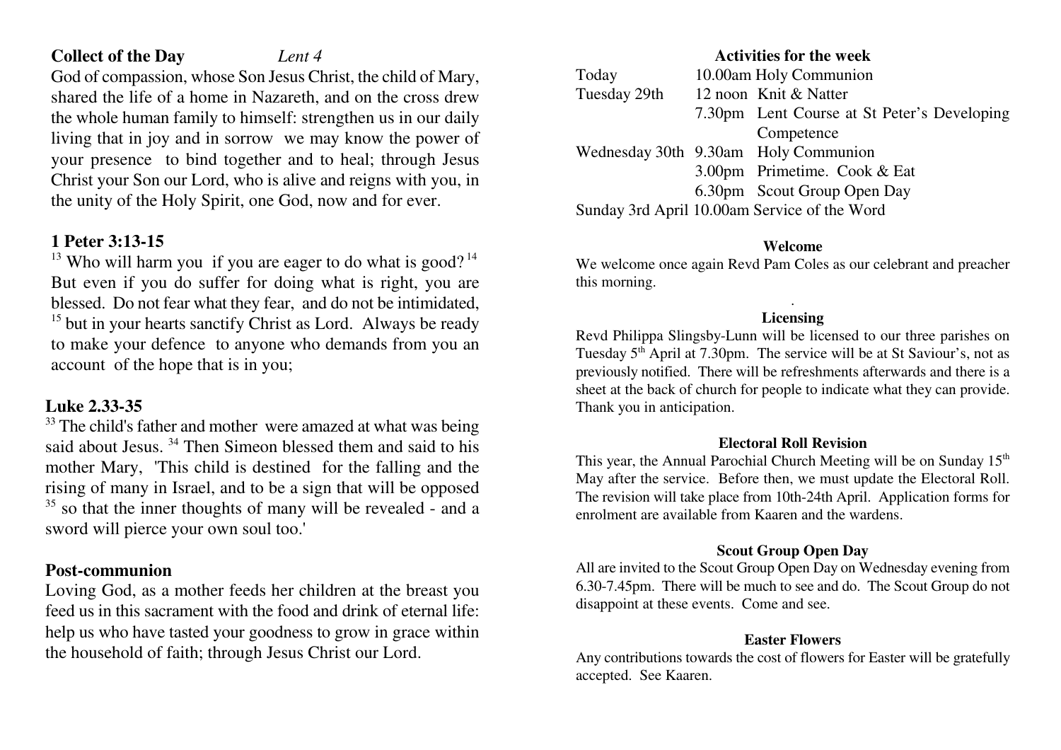**Collect of the Day** *Lent 4*

God of compassion, whose Son Jesus Christ, the child of Mary, shared the life of a home in Nazareth, and on the cross drew the whole human family to himself: strengthen us in our daily living that in joy and in sorrow we may know the power of your presence to bind together and to heal; through Jesus Christ your Son our Lord, who is alive and reigns with you, in the unity of the Holy Spirit, one God, now and for ever.

## 1 Peter 3:13-15

[13] Who will harm you if you are eager to do what is good? [14] But even if you do suffer for doing what is right, you are blessed. Do not fear what they fear, and do not be intimidated, [15] but in your hearts sanctify Christ as Lord. Always be ready to make your defence to anyone who demands from you an account of the hope that is in you;

## Luke 2.33-35

[33] The child's father and mother were amazed at what was being said about Jesus. [34] Then Simeon blessed them and said to his mother Mary, 'This child is destined for the falling and the rising of many in Israel, and to be a sign that will be opposed [35] so that the inner thoughts of many will be revealed - and a sword will pierce your own soul too.'

## Post-communion

Loving God, as a mother feeds her children at the breast you feed us in this sacrament with the food and drink of eternal life: help us who have tasted your goodness to grow in grace within the household of faith; through Jesus Christ our Lord.

### Activities for the week

| | | |
|---|---|---|
| Today | 10.00am | Holy Communion |
| Tuesday 29th | 12 noon | Knit & Natter |
| | 7.30pm | Lent Course at St Peter's Developing Competence |
| Wednesday 30th | 9.30am | Holy Communion |
| | 3.00pm | Primetime. Cook & Eat |
| | 6.30pm | Scout Group Open Day |
| Sunday 3rd April | 10.00am | Service of the Word |

### Welcome

We welcome once again Revd Pam Coles as our celebrant and preacher this morning.

### Licensing

Revd Philippa Slingsby-Lunn will be licensed to our three parishes on Tuesday 5th April at 7.30pm. The service will be at St Saviour's, not as previously notified. There will be refreshments afterwards and there is a sheet at the back of church for people to indicate what they can provide. Thank you in anticipation.

### Electoral Roll Revision

This year, the Annual Parochial Church Meeting will be on Sunday 15th May after the service. Before then, we must update the Electoral Roll. The revision will take place from 10th-24th April. Application forms for enrolment are available from Kaaren and the wardens.

### Scout Group Open Day

All are invited to the Scout Group Open Day on Wednesday evening from 6.30-7.45pm. There will be much to see and do. The Scout Group do not disappoint at these events. Come and see.

### Easter Flowers

Any contributions towards the cost of flowers for Easter will be gratefully accepted. See Kaaren.